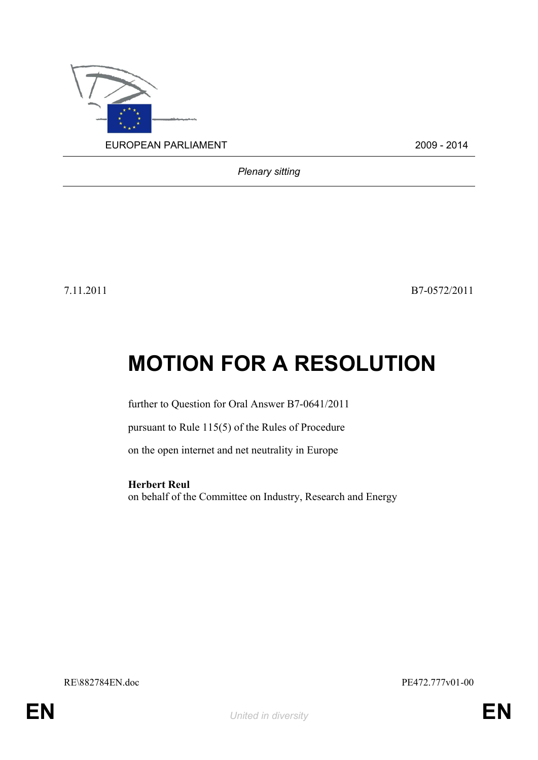EUROPEAN PARLIAMENT 2009 - 2014

*Plenary sitting*

7.11.2011 B7-0572/2011

# MOTION FOR A RESOLUTION

further to Question for Oral Answer B7-0641/2011

pursuant to Rule 115(5) of the Rules of Procedure

on the open internet and net neutrality in Europe

**Herbert Reul**
on behalf of the Committee on Industry, Research and Energy

RE\882784EN.doc PE472.777v01-00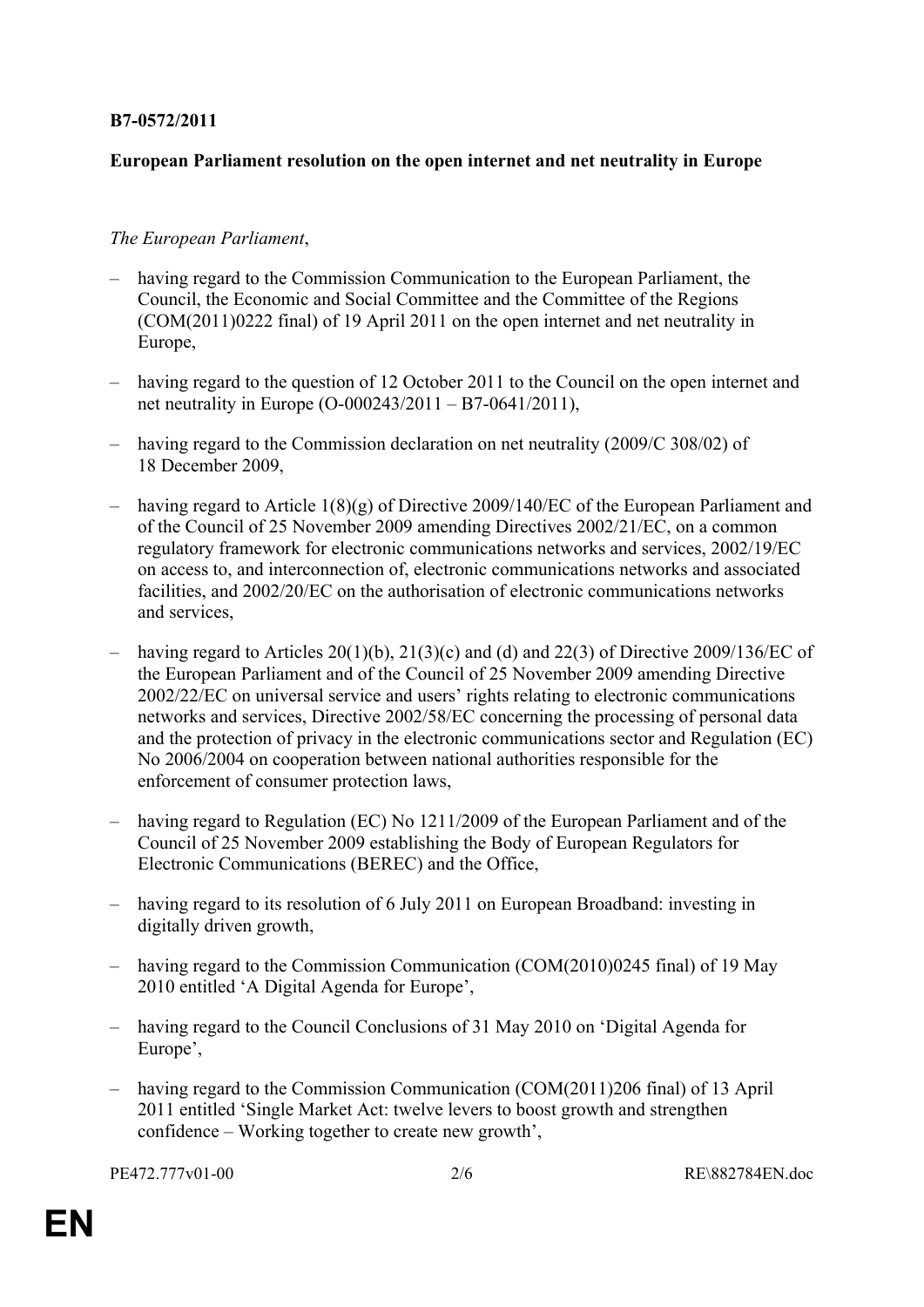**B7-0572/2011**

**European Parliament resolution on the open internet and net neutrality in Europe**

*The European Parliament*,

– having regard to the Commission Communication to the European Parliament, the Council, the Economic and Social Committee and the Committee of the Regions (COM(2011)0222 final) of 19 April 2011 on the open internet and net neutrality in Europe,

– having regard to the question of 12 October 2011 to the Council on the open internet and net neutrality in Europe (O-000243/2011 – B7-0641/2011),

– having regard to the Commission declaration on net neutrality (2009/C 308/02) of 18 December 2009,

– having regard to Article 1(8)(g) of Directive 2009/140/EC of the European Parliament and of the Council of 25 November 2009 amending Directives 2002/21/EC, on a common regulatory framework for electronic communications networks and services, 2002/19/EC on access to, and interconnection of, electronic communications networks and associated facilities, and 2002/20/EC on the authorisation of electronic communications networks and services,

– having regard to Articles 20(1)(b), 21(3)(c) and (d) and 22(3) of Directive 2009/136/EC of the European Parliament and of the Council of 25 November 2009 amending Directive 2002/22/EC on universal service and users' rights relating to electronic communications networks and services, Directive 2002/58/EC concerning the processing of personal data and the protection of privacy in the electronic communications sector and Regulation (EC) No 2006/2004 on cooperation between national authorities responsible for the enforcement of consumer protection laws,

– having regard to Regulation (EC) No 1211/2009 of the European Parliament and of the Council of 25 November 2009 establishing the Body of European Regulators for Electronic Communications (BEREC) and the Office,

– having regard to its resolution of 6 July 2011 on European Broadband: investing in digitally driven growth,

– having regard to the Commission Communication (COM(2010)0245 final) of 19 May 2010 entitled 'A Digital Agenda for Europe',

– having regard to the Council Conclusions of 31 May 2010 on 'Digital Agenda for Europe',

– having regard to the Commission Communication (COM(2011)206 final) of 13 April 2011 entitled 'Single Market Act: twelve levers to boost growth and strengthen confidence – Working together to create new growth',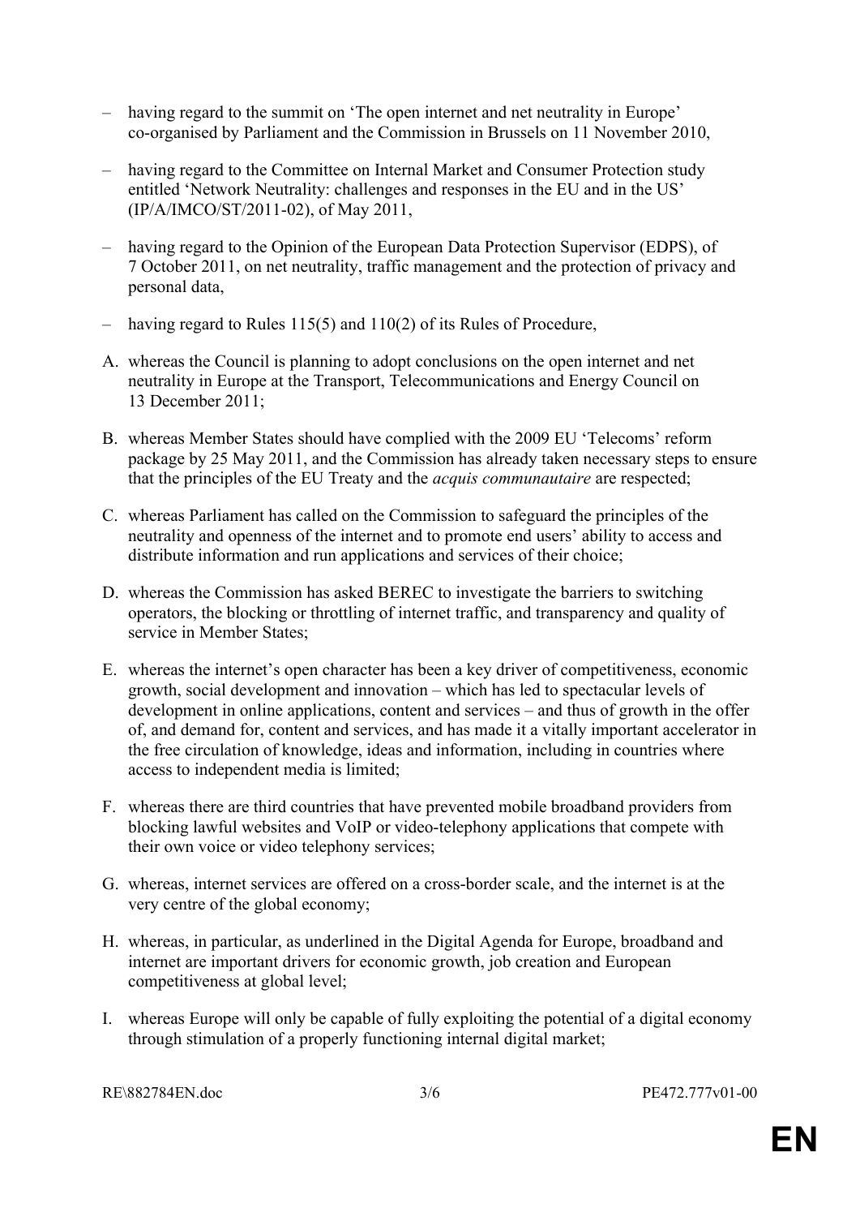– having regard to the summit on 'The open internet and net neutrality in Europe' co-organised by Parliament and the Commission in Brussels on 11 November 2010,

– having regard to the Committee on Internal Market and Consumer Protection study entitled 'Network Neutrality: challenges and responses in the EU and in the US' (IP/A/IMCO/ST/2011-02), of May 2011,

– having regard to the Opinion of the European Data Protection Supervisor (EDPS), of 7 October 2011, on net neutrality, traffic management and the protection of privacy and personal data,

– having regard to Rules 115(5) and 110(2) of its Rules of Procedure,

A. whereas the Council is planning to adopt conclusions on the open internet and net neutrality in Europe at the Transport, Telecommunications and Energy Council on 13 December 2011;

B. whereas Member States should have complied with the 2009 EU 'Telecoms' reform package by 25 May 2011, and the Commission has already taken necessary steps to ensure that the principles of the EU Treaty and the *acquis communautaire* are respected;

C. whereas Parliament has called on the Commission to safeguard the principles of the neutrality and openness of the internet and to promote end users' ability to access and distribute information and run applications and services of their choice;

D. whereas the Commission has asked BEREC to investigate the barriers to switching operators, the blocking or throttling of internet traffic, and transparency and quality of service in Member States;

E. whereas the internet's open character has been a key driver of competitiveness, economic growth, social development and innovation – which has led to spectacular levels of development in online applications, content and services – and thus of growth in the offer of, and demand for, content and services, and has made it a vitally important accelerator in the free circulation of knowledge, ideas and information, including in countries where access to independent media is limited;

F. whereas there are third countries that have prevented mobile broadband providers from blocking lawful websites and VoIP or video-telephony applications that compete with their own voice or video telephony services;

G. whereas, internet services are offered on a cross-border scale, and the internet is at the very centre of the global economy;

H. whereas, in particular, as underlined in the Digital Agenda for Europe, broadband and internet are important drivers for economic growth, job creation and European competitiveness at global level;

I. whereas Europe will only be capable of fully exploiting the potential of a digital economy through stimulation of a properly functioning internal digital market;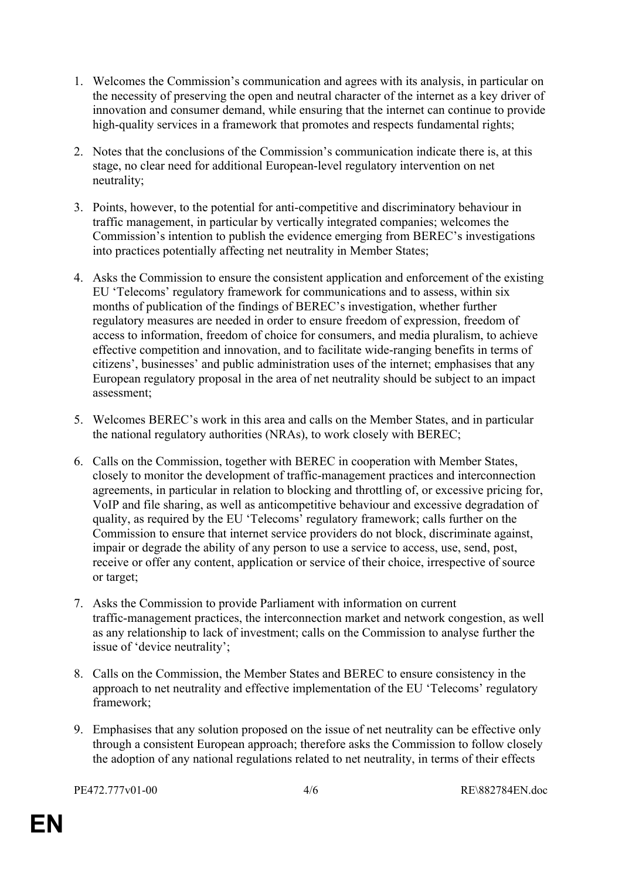1. Welcomes the Commission's communication and agrees with its analysis, in particular on the necessity of preserving the open and neutral character of the internet as a key driver of innovation and consumer demand, while ensuring that the internet can continue to provide high-quality services in a framework that promotes and respects fundamental rights;

2. Notes that the conclusions of the Commission's communication indicate there is, at this stage, no clear need for additional European-level regulatory intervention on net neutrality;

3. Points, however, to the potential for anti-competitive and discriminatory behaviour in traffic management, in particular by vertically integrated companies; welcomes the Commission's intention to publish the evidence emerging from BEREC's investigations into practices potentially affecting net neutrality in Member States;

4. Asks the Commission to ensure the consistent application and enforcement of the existing EU 'Telecoms' regulatory framework for communications and to assess, within six months of publication of the findings of BEREC's investigation, whether further regulatory measures are needed in order to ensure freedom of expression, freedom of access to information, freedom of choice for consumers, and media pluralism, to achieve effective competition and innovation, and to facilitate wide-ranging benefits in terms of citizens', businesses' and public administration uses of the internet; emphasises that any European regulatory proposal in the area of net neutrality should be subject to an impact assessment;

5. Welcomes BEREC's work in this area and calls on the Member States, and in particular the national regulatory authorities (NRAs), to work closely with BEREC;

6. Calls on the Commission, together with BEREC in cooperation with Member States, closely to monitor the development of traffic-management practices and interconnection agreements, in particular in relation to blocking and throttling of, or excessive pricing for, VoIP and file sharing, as well as anticompetitive behaviour and excessive degradation of quality, as required by the EU 'Telecoms' regulatory framework; calls further on the Commission to ensure that internet service providers do not block, discriminate against, impair or degrade the ability of any person to use a service to access, use, send, post, receive or offer any content, application or service of their choice, irrespective of source or target;

7. Asks the Commission to provide Parliament with information on current traffic-management practices, the interconnection market and network congestion, as well as any relationship to lack of investment; calls on the Commission to analyse further the issue of 'device neutrality';

8. Calls on the Commission, the Member States and BEREC to ensure consistency in the approach to net neutrality and effective implementation of the EU 'Telecoms' regulatory framework;

9. Emphasises that any solution proposed on the issue of net neutrality can be effective only through a consistent European approach; therefore asks the Commission to follow closely the adoption of any national regulations related to net neutrality, in terms of their effects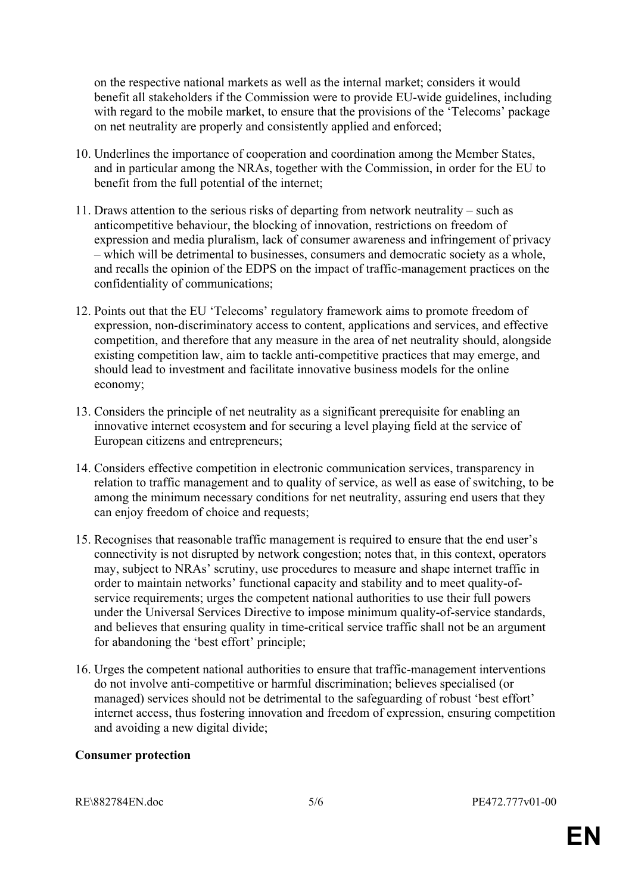on the respective national markets as well as the internal market; considers it would benefit all stakeholders if the Commission were to provide EU-wide guidelines, including with regard to the mobile market, to ensure that the provisions of the 'Telecoms' package on net neutrality are properly and consistently applied and enforced;

10. Underlines the importance of cooperation and coordination among the Member States, and in particular among the NRAs, together with the Commission, in order for the EU to benefit from the full potential of the internet;

11. Draws attention to the serious risks of departing from network neutrality – such as anticompetitive behaviour, the blocking of innovation, restrictions on freedom of expression and media pluralism, lack of consumer awareness and infringement of privacy – which will be detrimental to businesses, consumers and democratic society as a whole, and recalls the opinion of the EDPS on the impact of traffic-management practices on the confidentiality of communications;

12. Points out that the EU 'Telecoms' regulatory framework aims to promote freedom of expression, non-discriminatory access to content, applications and services, and effective competition, and therefore that any measure in the area of net neutrality should, alongside existing competition law, aim to tackle anti-competitive practices that may emerge, and should lead to investment and facilitate innovative business models for the online economy;

13. Considers the principle of net neutrality as a significant prerequisite for enabling an innovative internet ecosystem and for securing a level playing field at the service of European citizens and entrepreneurs;

14. Considers effective competition in electronic communication services, transparency in relation to traffic management and to quality of service, as well as ease of switching, to be among the minimum necessary conditions for net neutrality, assuring end users that they can enjoy freedom of choice and requests;

15. Recognises that reasonable traffic management is required to ensure that the end user's connectivity is not disrupted by network congestion; notes that, in this context, operators may, subject to NRAs' scrutiny, use procedures to measure and shape internet traffic in order to maintain networks' functional capacity and stability and to meet quality-of-service requirements; urges the competent national authorities to use their full powers under the Universal Services Directive to impose minimum quality-of-service standards, and believes that ensuring quality in time-critical service traffic shall not be an argument for abandoning the 'best effort' principle;

16. Urges the competent national authorities to ensure that traffic-management interventions do not involve anti-competitive or harmful discrimination; believes specialised (or managed) services should not be detrimental to the safeguarding of robust 'best effort' internet access, thus fostering innovation and freedom of expression, ensuring competition and avoiding a new digital divide;

**Consumer protection**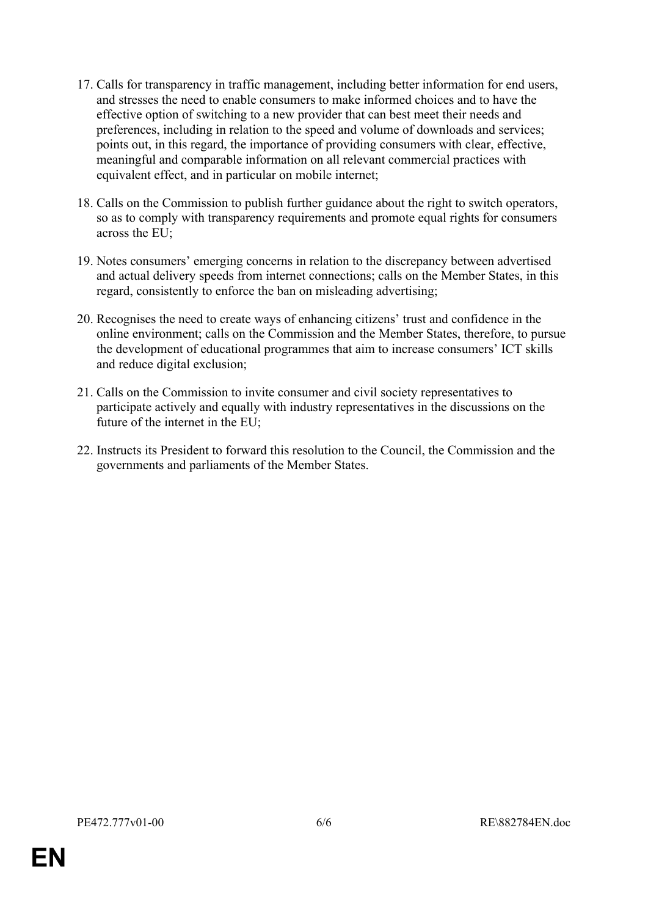17. Calls for transparency in traffic management, including better information for end users, and stresses the need to enable consumers to make informed choices and to have the effective option of switching to a new provider that can best meet their needs and preferences, including in relation to the speed and volume of downloads and services; points out, in this regard, the importance of providing consumers with clear, effective, meaningful and comparable information on all relevant commercial practices with equivalent effect, and in particular on mobile internet;

18. Calls on the Commission to publish further guidance about the right to switch operators, so as to comply with transparency requirements and promote equal rights for consumers across the EU;

19. Notes consumers' emerging concerns in relation to the discrepancy between advertised and actual delivery speeds from internet connections; calls on the Member States, in this regard, consistently to enforce the ban on misleading advertising;

20. Recognises the need to create ways of enhancing citizens' trust and confidence in the online environment; calls on the Commission and the Member States, therefore, to pursue the development of educational programmes that aim to increase consumers' ICT skills and reduce digital exclusion;

21. Calls on the Commission to invite consumer and civil society representatives to participate actively and equally with industry representatives in the discussions on the future of the internet in the EU;

22. Instructs its President to forward this resolution to the Council, the Commission and the governments and parliaments of the Member States.